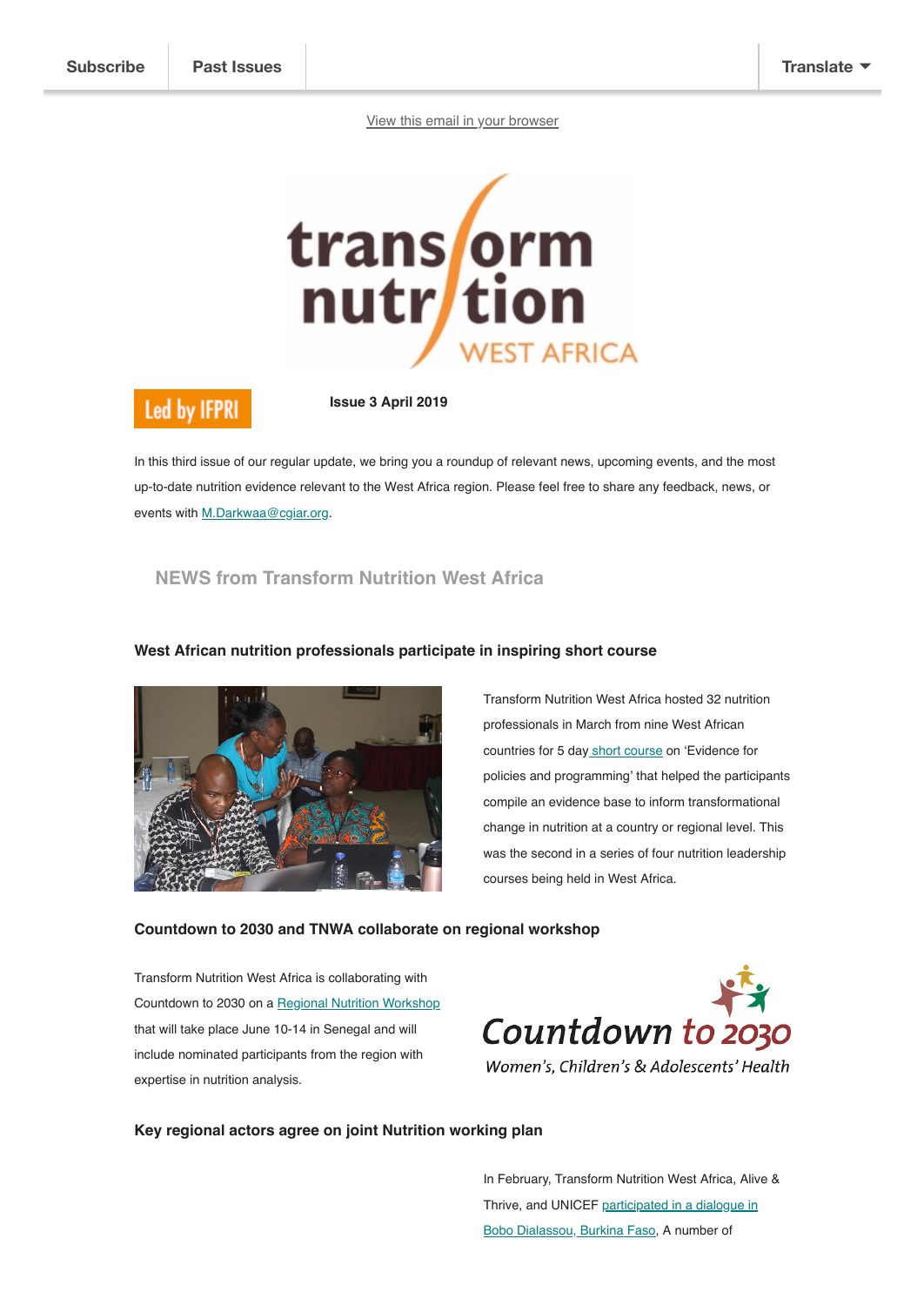Subscribe | Past Issues | Translate

View this email in your browser

Led by IFPRI

**Issue 3 April 2019**

In this third issue of our regular update, we bring you a roundup of relevant news, upcoming events, and the most up-to-date nutrition evidence relevant to the West Africa region. Please feel free to share any feedback, news, or events with M.Darkwaa@cgiar.org.

## NEWS from Transform Nutrition West Africa

### West African nutrition professionals participate in inspiring short course

Transform Nutrition West Africa hosted 32 nutrition professionals in March from nine West African countries for 5 day short course on 'Evidence for policies and programming' that helped the participants compile an evidence base to inform transformational change in nutrition at a country or regional level. This was the second in a series of four nutrition leadership courses being held in West Africa.

### Countdown to 2030 and TNWA collaborate on regional workshop

Transform Nutrition West Africa is collaborating with Countdown to 2030 on a Regional Nutrition Workshop that will take place June 10-14 in Senegal and will include nominated participants from the region with expertise in nutrition analysis.

Countdown to 2030
Women's, Children's & Adolescents' Health

### Key regional actors agree on joint Nutrition working plan

In February, Transform Nutrition West Africa, Alive & Thrive, and UNICEF participated in a dialogue in Bobo Dialassou, Burkina Faso, A number of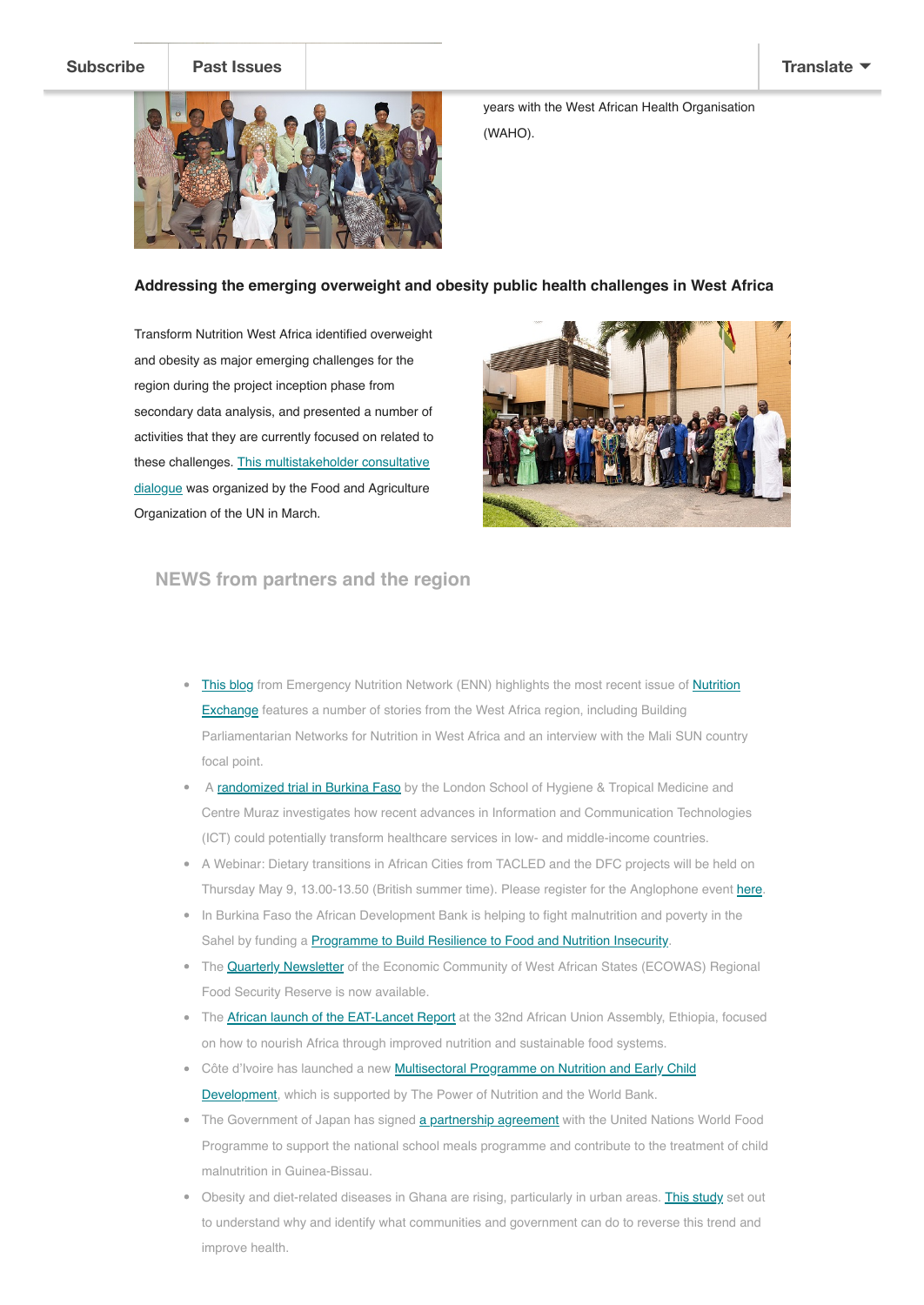years with the West African Health Organisation (WAHO).

## Addressing the emerging overweight and obesity public health challenges in West Africa

Transform Nutrition West Africa identified overweight and obesity as major emerging challenges for the region during the project inception phase from secondary data analysis, and presented a number of activities that they are currently focused on related to these challenges. This multistakeholder consultative dialogue was organized by the Food and Agriculture Organization of the UN in March.

## NEWS from partners and the region

- This blog from Emergency Nutrition Network (ENN) highlights the most recent issue of Nutrition Exchange features a number of stories from the West Africa region, including Building Parliamentarian Networks for Nutrition in West Africa and an interview with the Mali SUN country focal point.
- A randomized trial in Burkina Faso by the London School of Hygiene & Tropical Medicine and Centre Muraz investigates how recent advances in Information and Communication Technologies (ICT) could potentially transform healthcare services in low- and middle-income countries.
- A Webinar: Dietary transitions in African Cities from TACLED and the DFC projects will be held on Thursday May 9, 13.00-13.50 (British summer time). Please register for the Anglophone event here.
- In Burkina Faso the African Development Bank is helping to fight malnutrition and poverty in the Sahel by funding a Programme to Build Resilience to Food and Nutrition Insecurity.
- The Quarterly Newsletter of the Economic Community of West African States (ECOWAS) Regional Food Security Reserve is now available.
- The African launch of the EAT-Lancet Report at the 32nd African Union Assembly, Ethiopia, focused on how to nourish Africa through improved nutrition and sustainable food systems.
- Côte d'Ivoire has launched a new Multisectoral Programme on Nutrition and Early Child Development, which is supported by The Power of Nutrition and the World Bank.
- The Government of Japan has signed a partnership agreement with the United Nations World Food Programme to support the national school meals programme and contribute to the treatment of child malnutrition in Guinea-Bissau.
- Obesity and diet-related diseases in Ghana are rising, particularly in urban areas. This study set out to understand why and identify what communities and government can do to reverse this trend and improve health.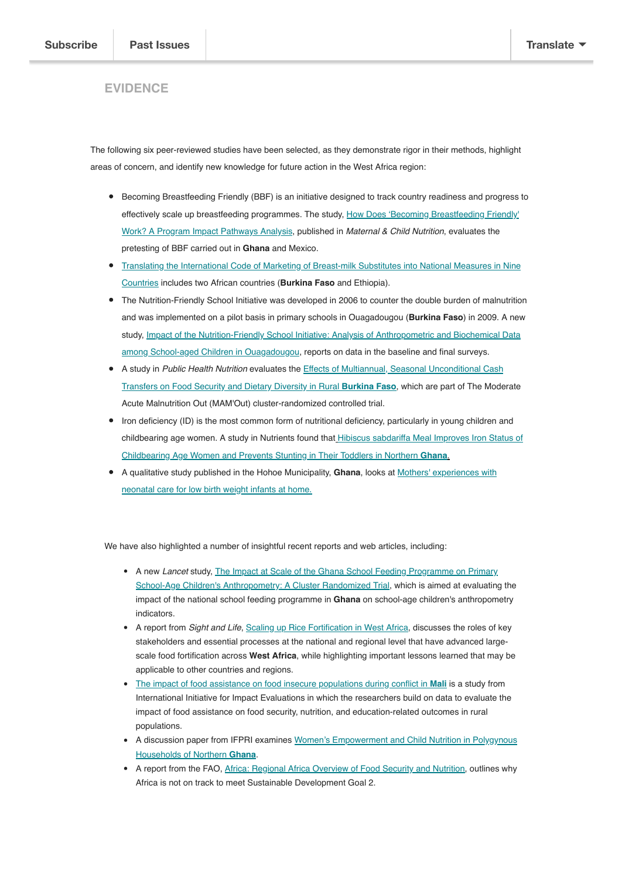## EVIDENCE

The following six peer-reviewed studies have been selected, as they demonstrate rigor in their methods, highlight areas of concern, and identify new knowledge for future action in the West Africa region:

- Becoming Breastfeeding Friendly (BBF) is an initiative designed to track country readiness and progress to effectively scale up breastfeeding programmes. The study, How Does 'Becoming Breastfeeding Friendly' Work? A Program Impact Pathways Analysis, published in *Maternal & Child Nutrition*, evaluates the pretesting of BBF carried out in **Ghana** and Mexico.
- Translating the International Code of Marketing of Breast-milk Substitutes into National Measures in Nine Countries includes two African countries (**Burkina Faso** and Ethiopia).
- The Nutrition-Friendly School Initiative was developed in 2006 to counter the double burden of malnutrition and was implemented on a pilot basis in primary schools in Ouagadougou (**Burkina Faso**) in 2009. A new study, Impact of the Nutrition-Friendly School Initiative: Analysis of Anthropometric and Biochemical Data among School-aged Children in Ouagadougou, reports on data in the baseline and final surveys.
- A study in *Public Health Nutrition* evaluates the Effects of Multiannual, Seasonal Unconditional Cash Transfers on Food Security and Dietary Diversity in Rural **Burkina Faso**, which are part of The Moderate Acute Malnutrition Out (MAM'Out) cluster-randomized controlled trial.
- Iron deficiency (ID) is the most common form of nutritional deficiency, particularly in young children and childbearing age women. A study in Nutrients found that Hibiscus sabdariffa Meal Improves Iron Status of Childbearing Age Women and Prevents Stunting in Their Toddlers in Northern **Ghana**.
- A qualitative study published in the Hohoe Municipality, **Ghana**, looks at Mothers' experiences with neonatal care for low birth weight infants at home.

We have also highlighted a number of insightful recent reports and web articles, including:

- A new *Lancet* study, The Impact at Scale of the Ghana School Feeding Programme on Primary School-Age Children's Anthropometry: A Cluster Randomized Trial, which is aimed at evaluating the impact of the national school feeding programme in **Ghana** on school-age children's anthropometry indicators.
- A report from *Sight and Life*, Scaling up Rice Fortification in West Africa, discusses the roles of key stakeholders and essential processes at the national and regional level that have advanced large-scale food fortification across **West Africa**, while highlighting important lessons learned that may be applicable to other countries and regions.
- The impact of food assistance on food insecure populations during conflict in **Mali** is a study from International Initiative for Impact Evaluations in which the researchers build on data to evaluate the impact of food assistance on food security, nutrition, and education-related outcomes in rural populations.
- A discussion paper from IFPRI examines Women's Empowerment and Child Nutrition in Polygynous Households of Northern **Ghana**.
- A report from the FAO, Africa: Regional Africa Overview of Food Security and Nutrition, outlines why Africa is not on track to meet Sustainable Development Goal 2.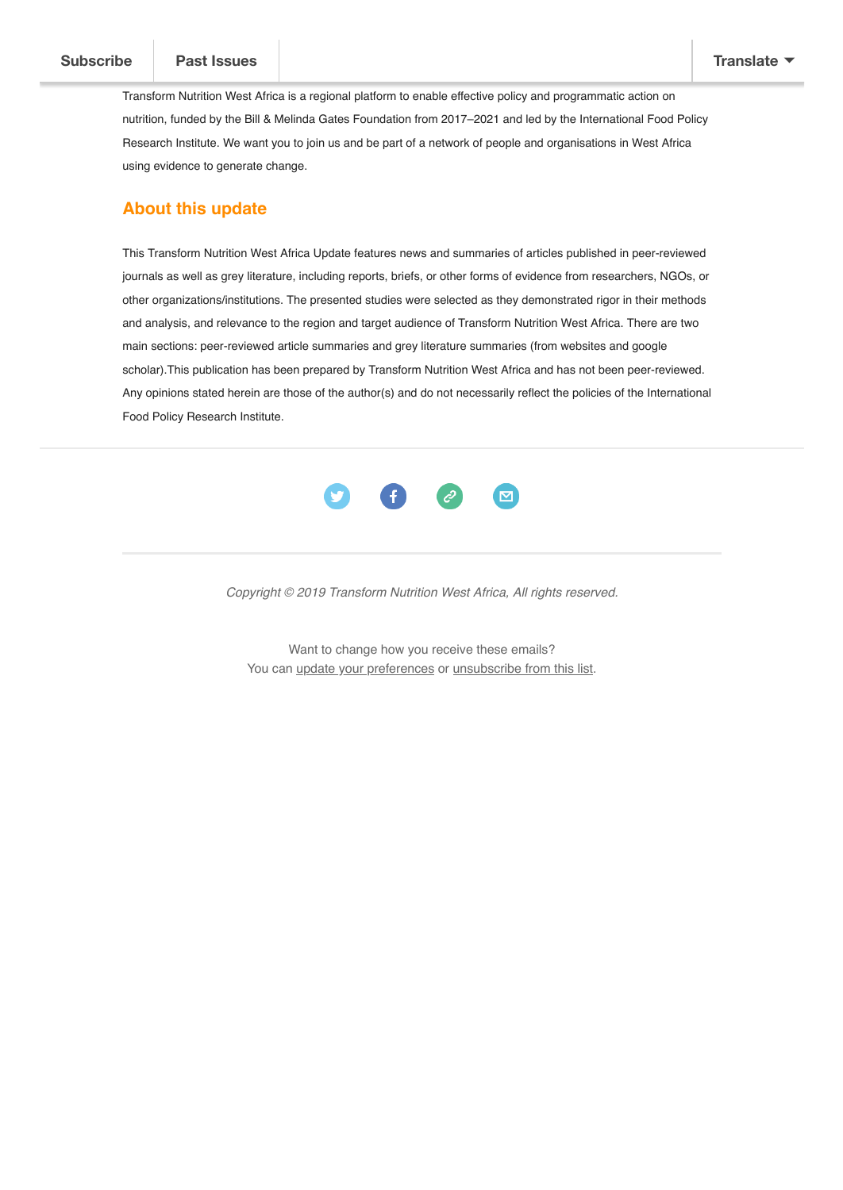Subscribe | Past Issues | Translate

Transform Nutrition West Africa is a regional platform to enable effective policy and programmatic action on nutrition, funded by the Bill & Melinda Gates Foundation from 2017–2021 and led by the International Food Policy Research Institute. We want you to join us and be part of a network of people and organisations in West Africa using evidence to generate change.

## About this update

This Transform Nutrition West Africa Update features news and summaries of articles published in peer-reviewed journals as well as grey literature, including reports, briefs, or other forms of evidence from researchers, NGOs, or other organizations/institutions. The presented studies were selected as they demonstrated rigor in their methods and analysis, and relevance to the region and target audience of Transform Nutrition West Africa. There are two main sections: peer-reviewed article summaries and grey literature summaries (from websites and google scholar).This publication has been prepared by Transform Nutrition West Africa and has not been peer-reviewed. Any opinions stated herein are those of the author(s) and do not necessarily reflect the policies of the International Food Policy Research Institute.

*Copyright © 2019 Transform Nutrition West Africa, All rights reserved.*

Want to change how you receive these emails?
You can update your preferences or unsubscribe from this list.